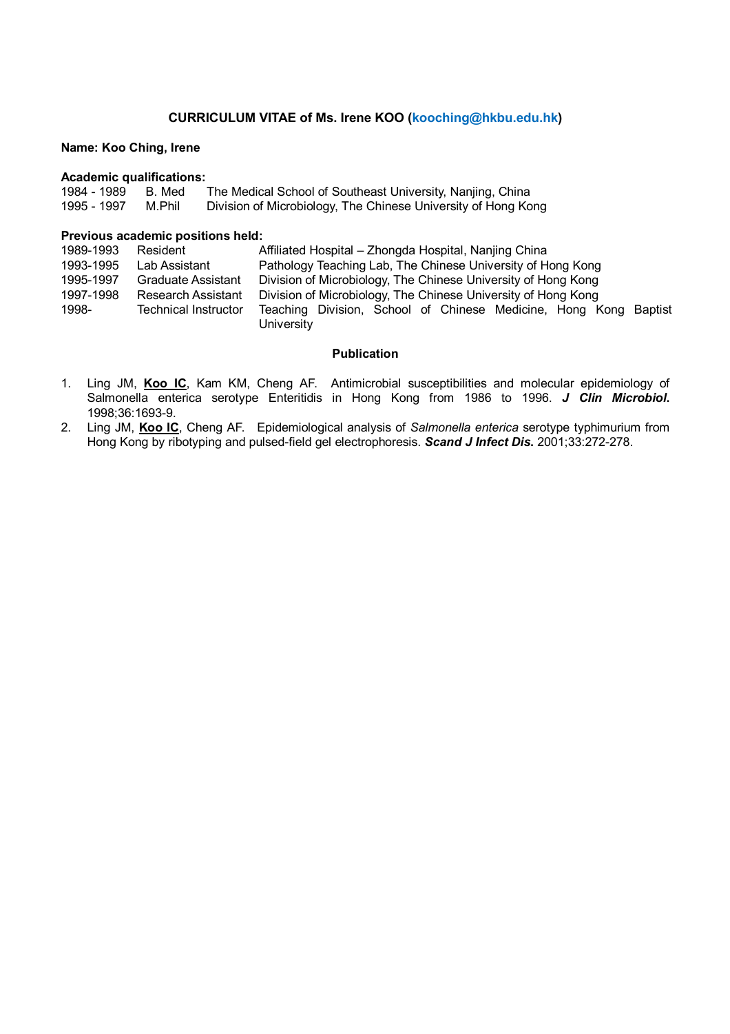**CURRICULUM VITAE of Ms. Irene KOO (koocing@hkbu.edu.hk)**

**Name: Koo Ching, Irene**

**Academic qualifications:**

| | | |
|---|---|---|
| 1984 - 1989 | B. Med | The Medical School of Southeast University, Nanjing, China |
| 1995 - 1997 | M.Phil | Division of Microbiology, The Chinese University of Hong Kong |

**Previous academic positions held:**

| | | |
|---|---|---|
| 1989-1993 | Resident | Affiliated Hospital – Zhongda Hospital, Nanjing China |
| 1993-1995 | Lab Assistant | Pathology Teaching Lab, The Chinese University of Hong Kong |
| 1995-1997 | Graduate Assistant | Division of Microbiology, The Chinese University of Hong Kong |
| 1997-1998 | Research Assistant | Division of Microbiology, The Chinese University of Hong Kong |
| 1998- | Technical Instructor | Teaching Division, School of Chinese Medicine, Hong Kong Baptist University |

**Publication**

1. Ling JM, **Koo IC**, Kam KM, Cheng AF. Antimicrobial susceptibilities and molecular epidemiology of Salmonella enterica serotype Enteritidis in Hong Kong from 1986 to 1996. ***J Clin Microbiol.*** 1998;36:1693-9.
2. Ling JM, **Koo IC**, Cheng AF. Epidemiological analysis of *Salmonella enterica* serotype typhimurium from Hong Kong by ribotyping and pulsed-field gel electrophoresis. ***Scand J Infect Dis.*** 2001;33:272-278.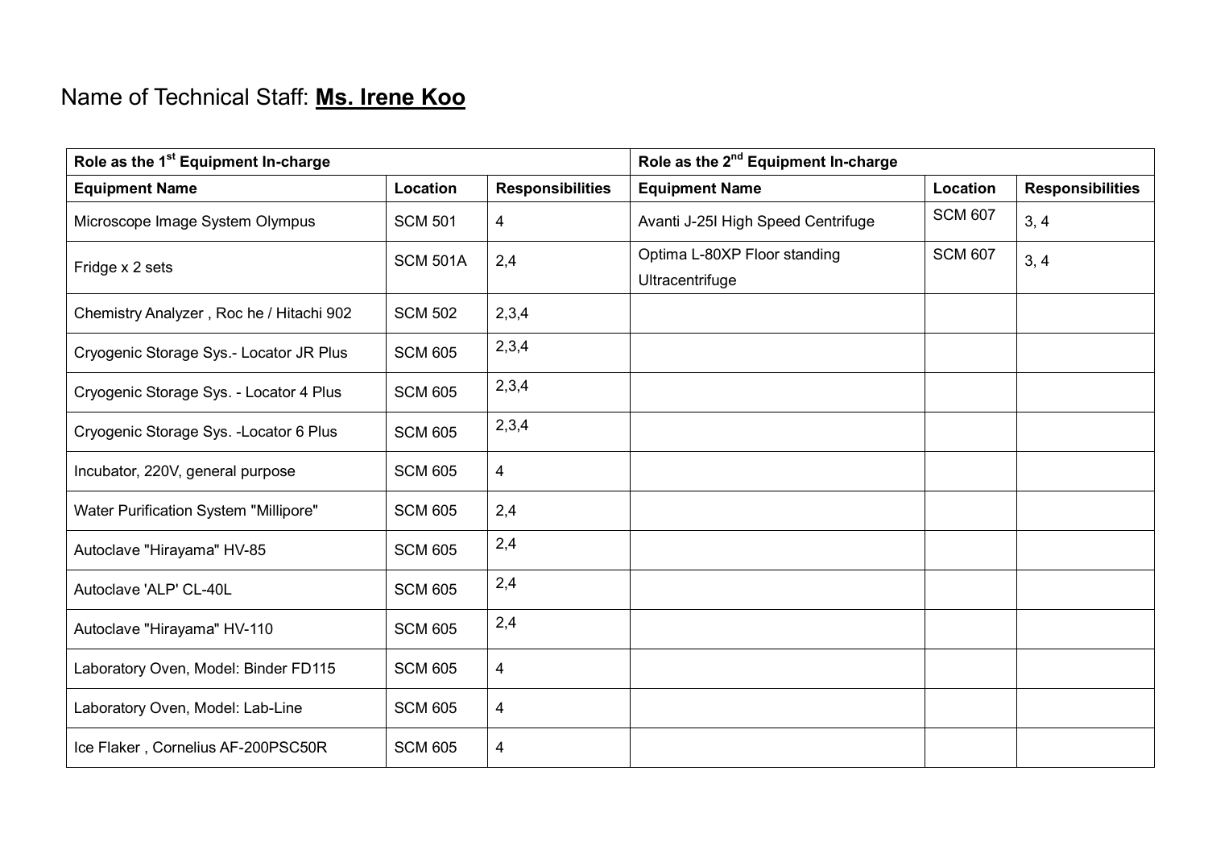Name of Technical Staff: **Ms. Irene Koo**

| **Role as the 1st Equipment In-charge** | | | **Role as the 2nd Equipment In-charge** | | |
|---|---|---|---|---|---|
| **Equipment Name** | **Location** | **Responsibilities** | **Equipment Name** | **Location** | **Responsibilities** |
| Microscope Image System Olympus | SCM 501 | 4 | Avanti J-25I High Speed Centrifuge | SCM 607 | 3, 4 |
| Fridge x 2 sets | SCM 501A | 2,4 | Optima L-80XP Floor standing Ultracentrifuge | SCM 607 | 3, 4 |
| Chemistry Analyzer , Roc he / Hitachi 902 | SCM 502 | 2,3,4 | | | |
| Cryogenic Storage Sys.- Locator JR Plus | SCM 605 | 2,3,4 | | | |
| Cryogenic Storage Sys. - Locator 4 Plus | SCM 605 | 2,3,4 | | | |
| Cryogenic Storage Sys. -Locator 6 Plus | SCM 605 | 2,3,4 | | | |
| Incubator, 220V, general purpose | SCM 605 | 4 | | | |
| Water Purification System "Millipore" | SCM 605 | 2,4 | | | |
| Autoclave "Hirayama" HV-85 | SCM 605 | 2,4 | | | |
| Autoclave 'ALP' CL-40L | SCM 605 | 2,4 | | | |
| Autoclave "Hirayama" HV-110 | SCM 605 | 2,4 | | | |
| Laboratory Oven, Model: Binder FD115 | SCM 605 | 4 | | | |
| Laboratory Oven, Model: Lab-Line | SCM 605 | 4 | | | |
| Ice Flaker , Cornelius AF-200PSC50R | SCM 605 | 4 | | | |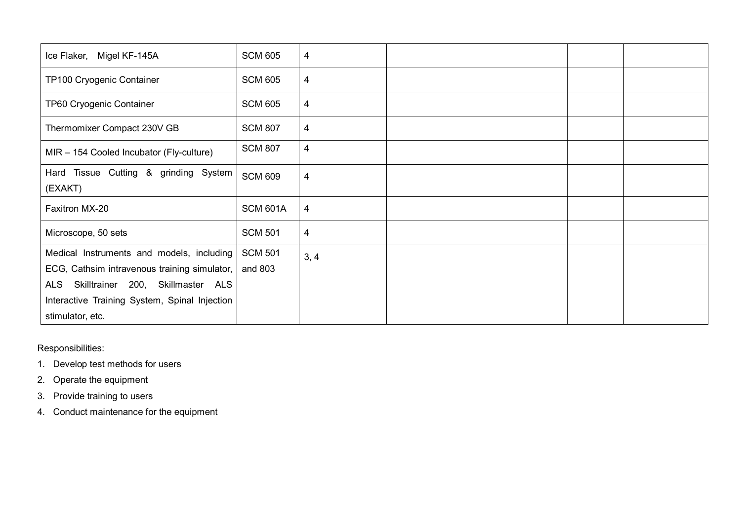| | | | | | |
|---|---|---|---|---|---|
| Ice Flaker, Migel KF-145A | SCM 605 | 4 | | | |
| TP100 Cryogenic Container | SCM 605 | 4 | | | |
| TP60 Cryogenic Container | SCM 605 | 4 | | | |
| Thermomixer Compact 230V GB | SCM 807 | 4 | | | |
| MIR – 154 Cooled Incubator (Fly-culture) | SCM 807 | 4 | | | |
| Hard Tissue Cutting & grinding System (EXAKT) | SCM 609 | 4 | | | |
| Faxitron MX-20 | SCM 601A | 4 | | | |
| Microscope, 50 sets | SCM 501 | 4 | | | |
| Medical Instruments and models, including ECG, Cathsim intravenous training simulator, ALS Skilltrainer 200, Skillmaster ALS Interactive Training System, Spinal Injection stimulator, etc. | SCM 501 and 803 | 3, 4 | | | |

Responsibilities:

1. Develop test methods for users
2. Operate the equipment
3. Provide training to users
4. Conduct maintenance for the equipment